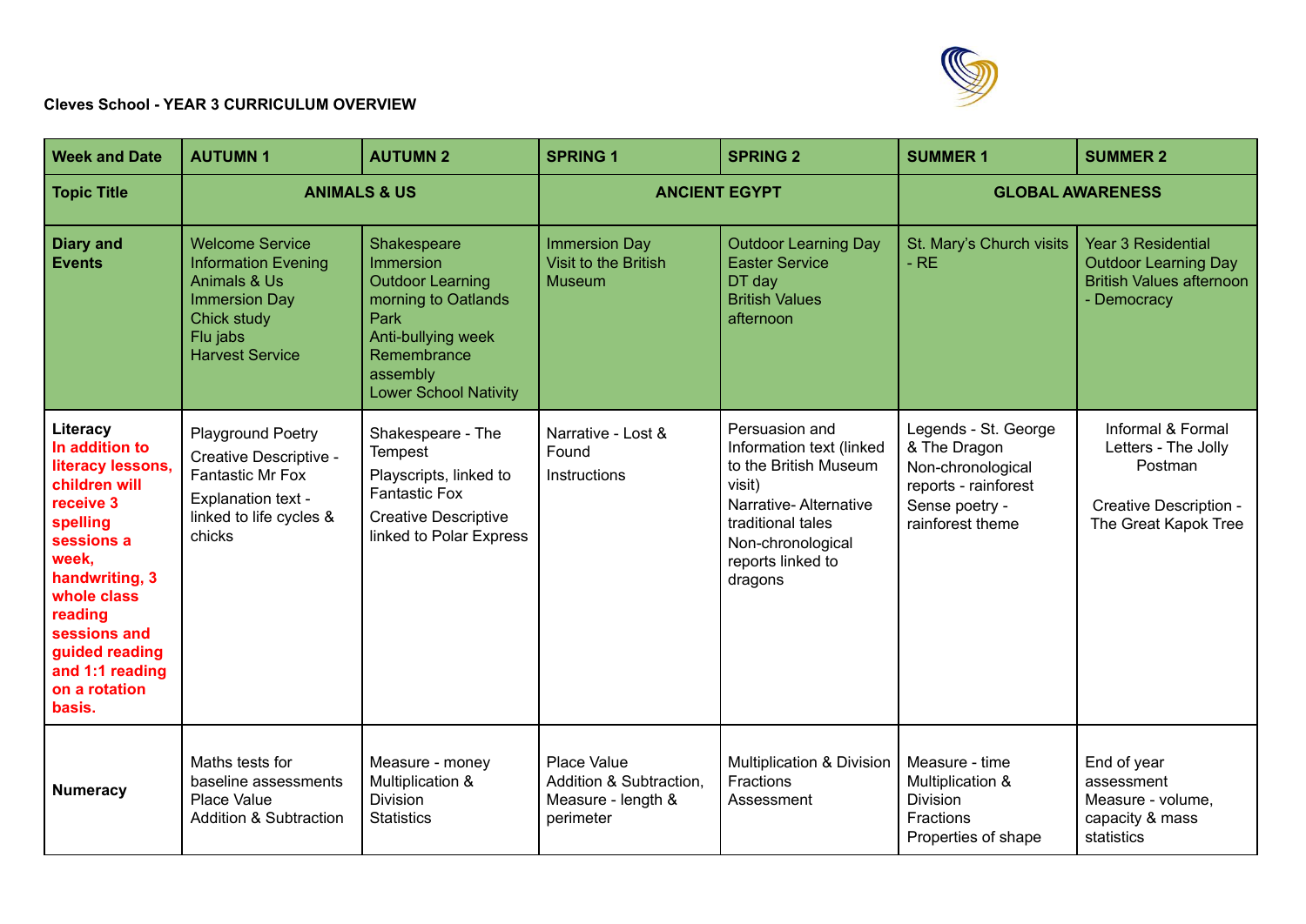**Cleves School - YEAR 3 CURRICULUM OVERVIEW**

| Week and Date | AUTUMN 1 | AUTUMN 2 | SPRING 1 | SPRING 2 | SUMMER 1 | SUMMER 2 |
|---|---|---|---|---|---|---|
| Topic Title | ANIMALS & US | | ANCIENT EGYPT | | GLOBAL AWARENESS | |
| Diary and Events | Welcome Service<br>Information Evening<br>Animals & Us Immersion Day<br>Chick study<br>Flu jabs<br>Harvest Service | Shakespeare Immersion<br>Outdoor Learning morning to Oatlands Park<br>Anti-bullying week<br>Remembrance assembly<br>Lower School Nativity | Immersion Day<br>Visit to the British Museum | Outdoor Learning Day<br>Easter Service<br>DT day<br>British Values afternoon | St. Mary's Church visits - RE | Year 3 Residential<br>Outdoor Learning Day<br>British Values afternoon - Democracy |
| Literacy<br>**In addition to literacy lessons, children will receive 3 spelling sessions a week, handwriting, 3 whole class reading sessions and guided reading and 1:1 reading on a rotation basis.** | Playground Poetry<br>Creative Descriptive - Fantastic Mr Fox<br>Explanation text - linked to life cycles & chicks | Shakespeare - The Tempest<br>Playscripts, linked to Fantastic Fox<br>Creative Descriptive linked to Polar Express | Narrative - Lost & Found<br>Instructions | Persuasion and Information text (linked to the British Museum visit)<br>Narrative- Alternative traditional tales<br>Non-chronological reports linked to dragons | Legends - St. George & The Dragon<br>Non-chronological reports - rainforest<br>Sense poetry - rainforest theme | Informal & Formal Letters - The Jolly Postman<br>Creative Description - The Great Kapok Tree |
| Numeracy | Maths tests for baseline assessments<br>Place Value<br>Addition & Subtraction | Measure - money<br>Multiplication & Division<br>Statistics | Place Value<br>Addition & Subtraction,<br>Measure - length & perimeter | Multiplication & Division<br>Fractions<br>Assessment | Measure - time<br>Multiplication & Division<br>Fractions<br>Properties of shape | End of year assessment<br>Measure - volume, capacity & mass<br>statistics |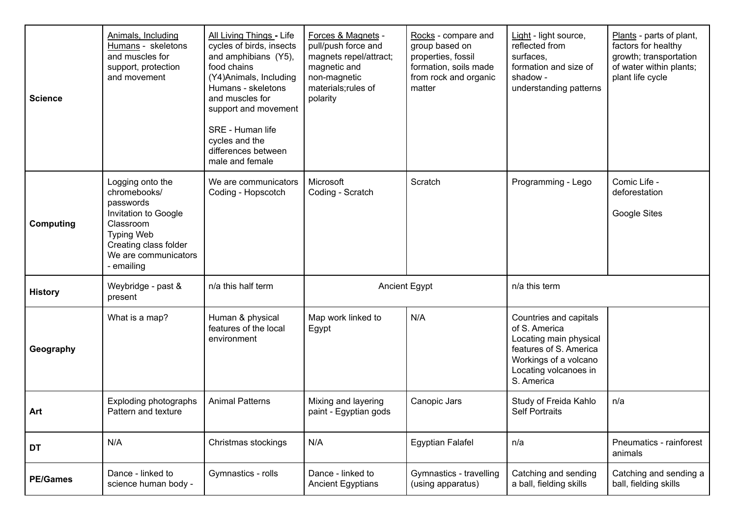| | | | | | | |
|---|---|---|---|---|---|---|
| **Science** | Animals, Including Humans - skeletons and muscles for support, protection and movement | All Living Things - Life cycles of birds, insects and amphibians (Y5), food chains (Y4)Animals, Including Humans - skeletons and muscles for support and movement<br><br>SRE - Human life cycles and the differences between male and female | Forces & Magnets - pull/push force and magnets repel/attract; magnetic and non-magnetic materials;rules of polarity | Rocks - compare and group based on properties, fossil formation, soils made from rock and organic matter | Light - light source, reflected from surfaces, formation and size of shadow - understanding patterns | Plants - parts of plant, factors for healthy growth; transportation of water within plants; plant life cycle |
| **Computing** | Logging onto the chromebooks/ passwords<br>Invitation to Google Classroom<br>Typing Web<br>Creating class folder<br>We are communicators - emailing | We are communicators<br>Coding - Hopscotch | Microsoft<br>Coding - Scratch | Scratch | Programming - Lego | Comic Life - deforestation<br><br>Google Sites |
| **History** | Weybridge - past & present | n/a this half term | Ancient Egypt | | n/a this term | |
| **Geography** | What is a map? | Human & physical features of the local environment | Map work linked to Egypt | N/A | Countries and capitals of S. America<br>Locating main physical features of S. America<br>Workings of a volcano<br>Locating volcanoes in S. America | |
| **Art** | Exploding photographs<br>Pattern and texture | Animal Patterns | Mixing and layering paint - Egyptian gods | Canopic Jars | Study of Freida Kahlo Self Portraits | n/a |
| **DT** | N/A | Christmas stockings | N/A | Egyptian Falafel | n/a | Pneumatics - rainforest animals |
| **PE/Games** | Dance - linked to science human body - | Gymnastics - rolls | Dance - linked to Ancient Egyptians | Gymnastics - travelling (using apparatus) | Catching and sending a ball, fielding skills | Catching and sending a ball, fielding skills |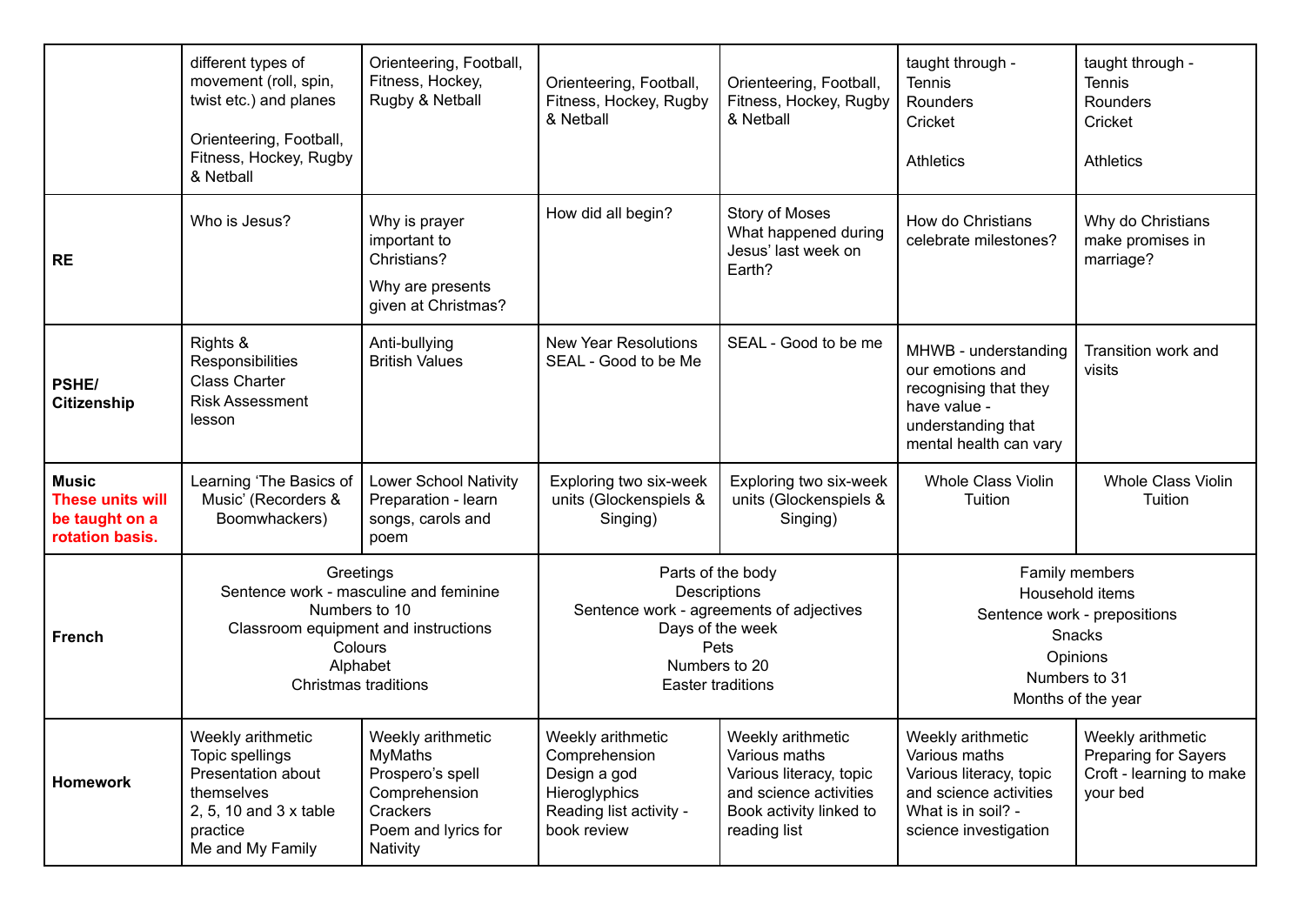| | | | | | | |
|---|---|---|---|---|---|---|
| | different types of movement (roll, spin, twist etc.) and planes<br><br>Orienteering, Football, Fitness, Hockey, Rugby & Netball | Orienteering, Football, Fitness, Hockey, Rugby & Netball | Orienteering, Football, Fitness, Hockey, Rugby & Netball | Orienteering, Football, Fitness, Hockey, Rugby & Netball | taught through -<br>Tennis<br>Rounders<br>Cricket<br><br>Athletics | taught through -<br>Tennis<br>Rounders<br>Cricket<br><br>Athletics |
| **RE** | Who is Jesus? | Why is prayer important to Christians?<br>Why are presents given at Christmas? | How did all begin? | Story of Moses<br>What happened during Jesus' last week on Earth? | How do Christians celebrate milestones? | Why do Christians make promises in marriage? |
| **PSHE/ Citizenship** | Rights & Responsibilities<br>Class Charter<br>Risk Assessment lesson | Anti-bullying<br>British Values | New Year Resolutions<br>SEAL - Good to be Me | SEAL - Good to be me | MHWB - understanding our emotions and recognising that they have value - understanding that mental health can vary | Transition work and visits |
| **Music**<br>**These units will be taught on a rotation basis.** | Learning 'The Basics of Music' (Recorders & Boomwhackers) | Lower School Nativity Preparation - learn songs, carols and poem | Exploring two six-week units (Glockenspiels & Singing) | Exploring two six-week units (Glockenspiels & Singing) | Whole Class Violin Tuition | Whole Class Violin Tuition |
| **French** | Greetings<br>Sentence work - masculine and feminine<br>Numbers to 10<br>Classroom equipment and instructions<br>Colours<br>Alphabet<br>Christmas traditions | | Parts of the body<br>Descriptions<br>Sentence work - agreements of adjectives<br>Days of the week<br>Pets<br>Numbers to 20<br>Easter traditions | | Family members<br>Household items<br>Sentence work - prepositions<br>Snacks<br>Opinions<br>Numbers to 31<br>Months of the year | |
| **Homework** | Weekly arithmetic<br>Topic spellings<br>Presentation about themselves<br>2, 5, 10 and 3 x table practice<br>Me and My Family | Weekly arithmetic<br>MyMaths<br>Prospero's spell<br>Comprehension<br>Crackers<br>Poem and lyrics for Nativity | Weekly arithmetic<br>Comprehension<br>Design a god<br>Hieroglyphics<br>Reading list activity - book review | Weekly arithmetic<br>Various maths<br>Various literacy, topic and science activities<br>Book activity linked to reading list | Weekly arithmetic<br>Various maths<br>Various literacy, topic and science activities<br>What is in soil? - science investigation | Weekly arithmetic<br>Preparing for Sayers Croft - learning to make your bed |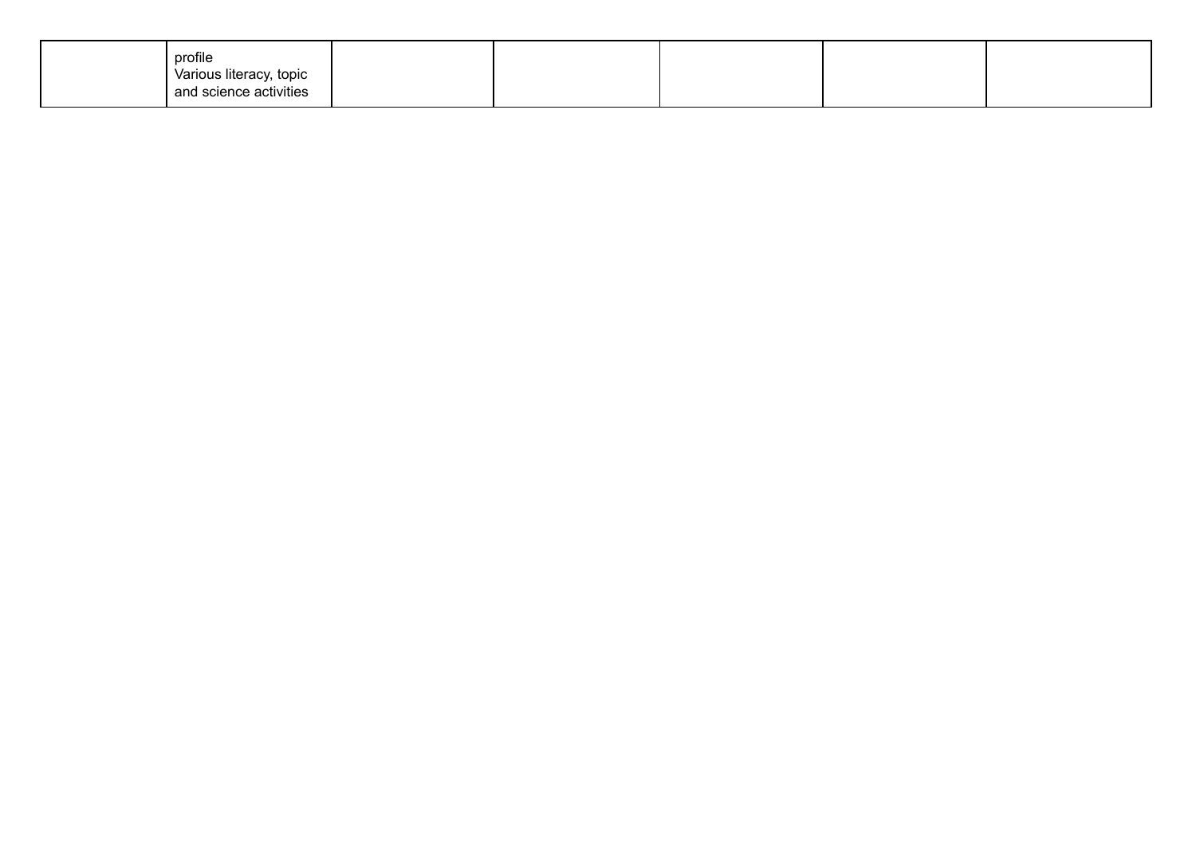| | | | | | | |
|---|---|---|---|---|---|---|
| | profile<br>Various literacy, topic and science activities | | | | | |